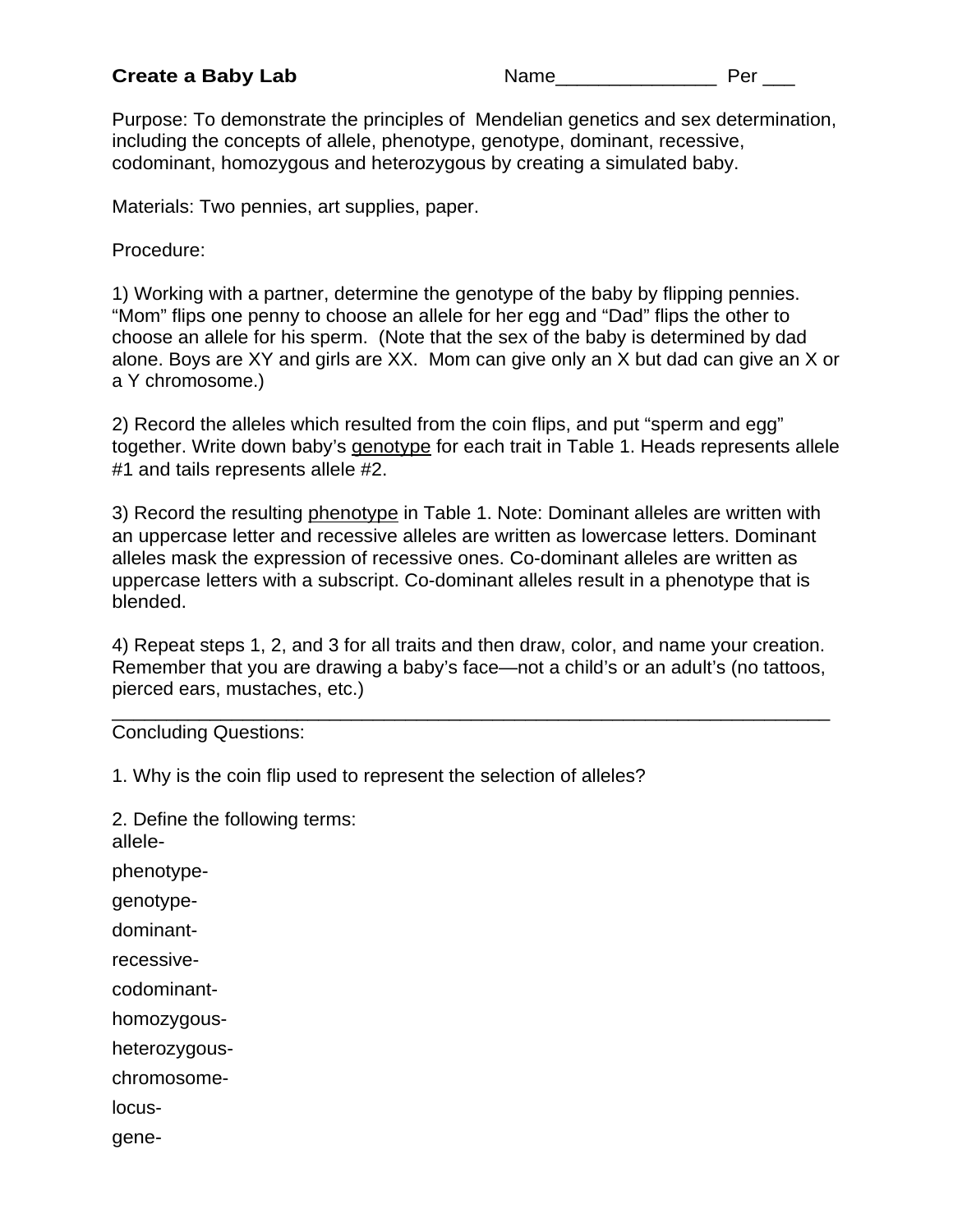**Create a Baby Lab** Name_______________ Per ___

Purpose: To demonstrate the principles of Mendelian genetics and sex determination, including the concepts of allele, phenotype, genotype, dominant, recessive, codominant, homozygous and heterozygous by creating a simulated baby.

Materials: Two pennies, art supplies, paper.

Procedure:

1) Working with a partner, determine the genotype of the baby by flipping pennies. "Mom" flips one penny to choose an allele for her egg and "Dad" flips the other to choose an allele for his sperm. (Note that the sex of the baby is determined by dad alone. Boys are XY and girls are XX. Mom can give only an X but dad can give an X or a Y chromosome.)

2) Record the alleles which resulted from the coin flips, and put "sperm and egg" together. Write down baby's genotype for each trait in Table 1. Heads represents allele #1 and tails represents allele #2.

3) Record the resulting phenotype in Table 1. Note: Dominant alleles are written with an uppercase letter and recessive alleles are written as lowercase letters. Dominant alleles mask the expression of recessive ones. Co-dominant alleles are written as uppercase letters with a subscript. Co-dominant alleles result in a phenotype that is blended.

4) Repeat steps 1, 2, and 3 for all traits and then draw, color, and name your creation. Remember that you are drawing a baby's face—not a child's or an adult's (no tattoos, pierced ears, mustaches, etc.)

---

Concluding Questions:

1. Why is the coin flip used to represent the selection of alleles?

2. Define the following terms:

allele-

phenotype-

genotype-

dominant-

recessive-

codominant-

homozygous-

heterozygous-

chromosome-

locus-

gene-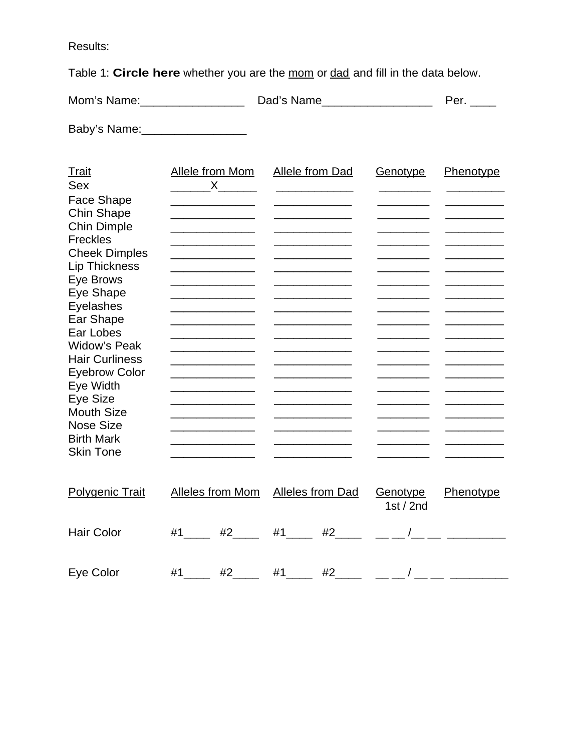Results:

Table 1: **Circle here** whether you are the mom or dad and fill in the data below.

Mom's Name:________________ Dad's Name_________________ Per. ____

Baby's Name:________________

| Trait | Allele from Mom | Allele from Dad | Genotype | Phenotype |
|---|---|---|---|---|
| Sex | X | | | |
| Face Shape | | | | |
| Chin Shape | | | | |
| Chin Dimple | | | | |
| Freckles | | | | |
| Cheek Dimples | | | | |
| Lip Thickness | | | | |
| Eye Brows | | | | |
| Eye Shape | | | | |
| Eyelashes | | | | |
| Ear Shape | | | | |
| Ear Lobes | | | | |
| Widow's Peak | | | | |
| Hair Curliness | | | | |
| Eyebrow Color | | | | |
| Eye Width | | | | |
| Eye Size | | | | |
| Mouth Size | | | | |
| Nose Size | | | | |
| Birth Mark | | | | |
| Skin Tone | | | | |

| Polygenic Trait | Alleles from Mom | Alleles from Dad | Genotype 1st / 2nd | Phenotype |
|---|---|---|---|---|
| Hair Color | #1____ #2____ | #1____ #2____ | __ __ /__ __ | _________ |
| Eye Color | #1____ #2____ | #1____ #2____ | __ __ / __ __ | _________ |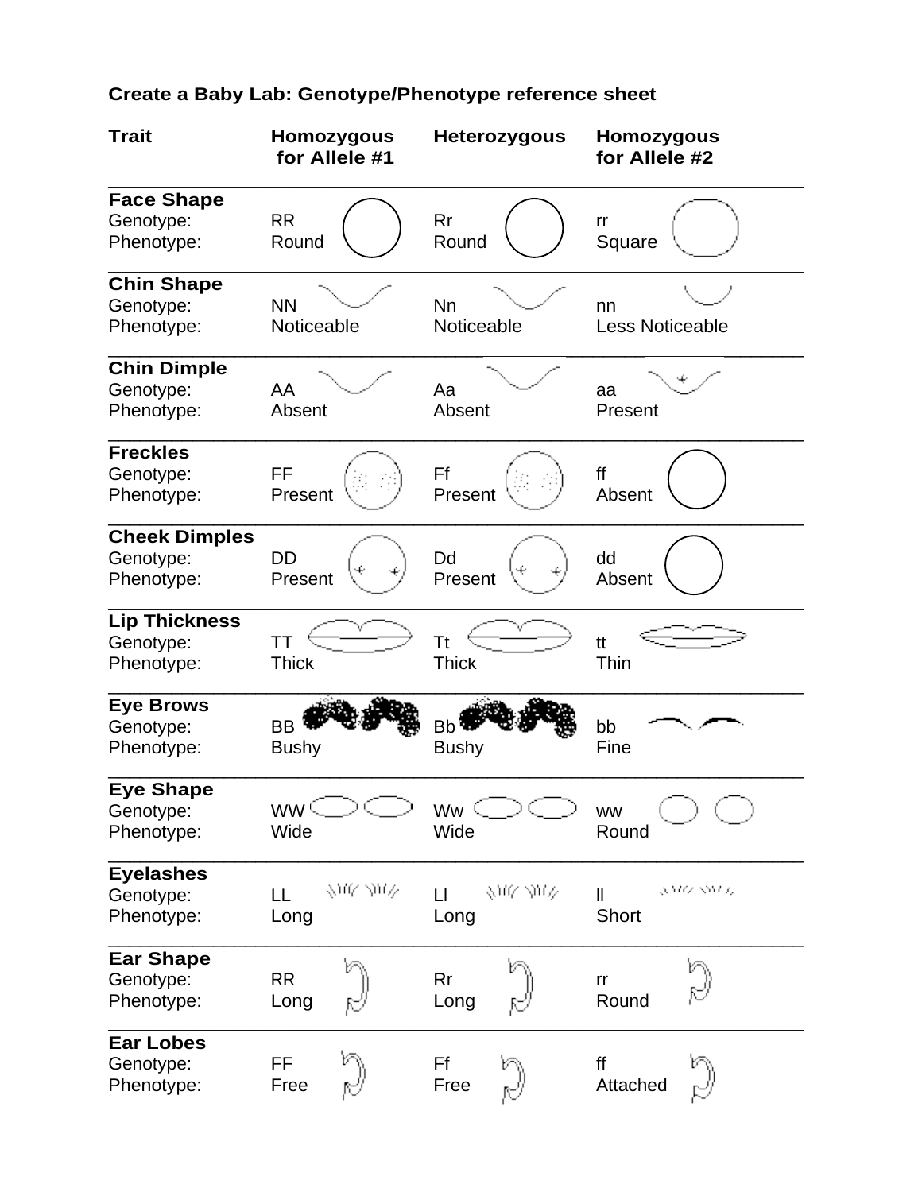# Create a Baby Lab: Genotype/Phenotype reference sheet

| Trait | Homozygous for Allele #1 | Heterozygous | Homozygous for Allele #2 |
|---|---|---|---|
| **Face Shape** | | | |
| Genotype: | RR | Rr | rr |
| Phenotype: | Round | Round | Square |
| **Chin Shape** | | | |
| Genotype: | NN | Nn | nn |
| Phenotype: | Noticeable | Noticeable | Less Noticeable |
| **Chin Dimple** | | | |
| Genotype: | AA | Aa | aa |
| Phenotype: | Absent | Absent | Present |
| **Freckles** | | | |
| Genotype: | FF | Ff | ff |
| Phenotype: | Present | Present | Absent |
| **Cheek Dimples** | | | |
| Genotype: | DD | Dd | dd |
| Phenotype: | Present | Present | Absent |
| **Lip Thickness** | | | |
| Genotype: | TT | Tt | tt |
| Phenotype: | Thick | Thick | Thin |
| **Eye Brows** | | | |
| Genotype: | BB | Bb | bb |
| Phenotype: | Bushy | Bushy | Fine |
| **Eye Shape** | | | |
| Genotype: | WW | Ww | ww |
| Phenotype: | Wide | Wide | Round |
| **Eyelashes** | | | |
| Genotype: | LL | Ll | ll |
| Phenotype: | Long | Long | Short |
| **Ear Shape** | | | |
| Genotype: | RR | Rr | rr |
| Phenotype: | Long | Long | Round |
| **Ear Lobes** | | | |
| Genotype: | FF | Ff | ff |
| Phenotype: | Free | Free | Attached |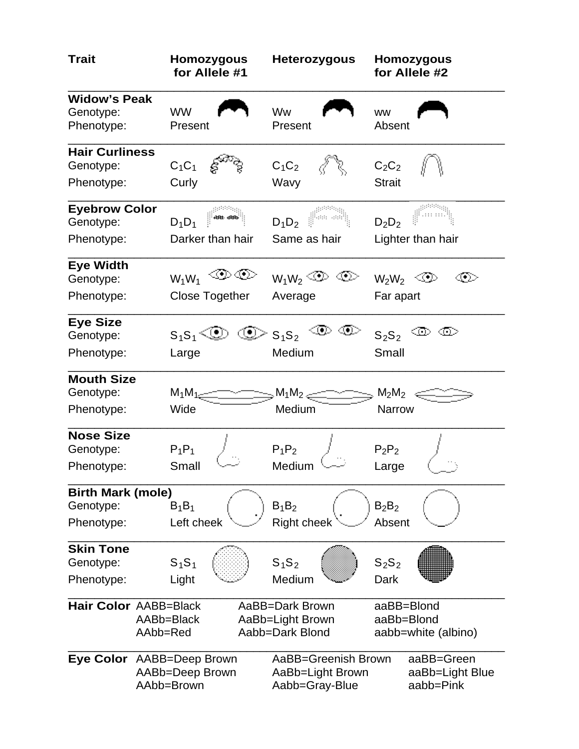| Trait | Homozygous for Allele #1 | Heterozygous | Homozygous for Allele #2 |
|---|---|---|---|
| **Widow's Peak** | | | |
| Genotype: | WW | Ww | ww |
| Phenotype: | Present | Present | Absent |
| **Hair Curliness** | | | |
| Genotype: | $C_1C_1$ | $C_1C_2$ | $C_2C_2$ |
| Phenotype: | Curly | Wavy | Strait |
| **Eyebrow Color** | | | |
| Genotype: | $D_1D_1$ | $D_1D_2$ | $D_2D_2$ |
| Phenotype: | Darker than hair | Same as hair | Lighter than hair |
| **Eye Width** | | | |
| Genotype: | $W_1W_1$ | $W_1W_2$ | $W_2W_2$ |
| Phenotype: | Close Together | Average | Far apart |
| **Eye Size** | | | |
| Genotype: | $S_1S_1$ | $S_1S_2$ | $S_2S_2$ |
| Phenotype: | Large | Medium | Small |
| **Mouth Size** | | | |
| Genotype: | $M_1M_1$ | $M_1M_2$ | $M_2M_2$ |
| Phenotype: | Wide | Medium | Narrow |
| **Nose Size** | | | |
| Genotype: | $P_1P_1$ | $P_1P_2$ | $P_2P_2$ |
| Phenotype: | Small | Medium | Large |
| **Birth Mark (mole)** | | | |
| Genotype: | $B_1B_1$ | $B_1B_2$ | $B_2B_2$ |
| Phenotype: | Left cheek | Right cheek | Absent |
| **Skin Tone** | | | |
| Genotype: | $S_1S_1$ | $S_1S_2$ | $S_2S_2$ |
| Phenotype: | Light | Medium | Dark |

| Trait | | | |
|---|---|---|---|
| **Hair Color** | AABB=Black<br>AABb=Black<br>AAbb=Red | AaBB=Dark Brown<br>AaBb=Light Brown<br>Aabb=Dark Blond | aaBB=Blond<br>aaBb=Blond<br>aabb=white (albino) |
| **Eye Color** | AABB=Deep Brown<br>AABb=Deep Brown<br>AAbb=Brown | AaBB=Greenish Brown<br>AaBb=Light Brown<br>Aabb=Gray-Blue | aaBB=Green<br>aaBb=Light Blue<br>aabb=Pink |